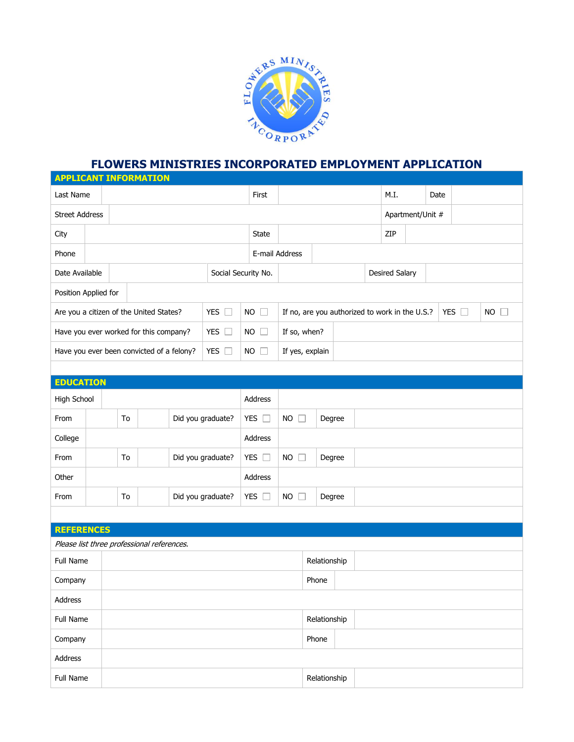# FLOWERS MINISTRIES INCORPORATED EMPLOYMENT APPLICATION

## APPLICANT INFORMATION

| Last Name | | First | | M.I. | | Date | |
|---|---|---|---|---|---|---|---|
| Street Address | | | | Apartment/Unit # | | | |
| City | | State | | ZIP | | | |
| Phone | | E-mail Address | | | | | |
| Date Available | | Social Security No. | | Desired Salary | | | |
| Position Applied for | | | | | | | |

| | | | | | |
|---|---|---|---|---|---|
| Are you a citizen of the United States? | YES ☐ | NO ☐ | If no, are you authorized to work in the U.S.? | YES ☐ | NO ☐ |
| Have you ever worked for this company? | YES ☐ | NO ☐ | If so, when? | | |
| Have you ever been convicted of a felony? | YES ☐ | NO ☐ | If yes, explain | | |

## EDUCATION

| | | | | | | | | | |
|---|---|---|---|---|---|---|---|---|---|
| High School | | | | Address | | | | | |
| From | | To | | Did you graduate? | YES ☐ | NO ☐ | Degree | | |
| College | | | | Address | | | | | |
| From | | To | | Did you graduate? | YES ☐ | NO ☐ | Degree | | |
| Other | | | | Address | | | | | |
| From | | To | | Did you graduate? | YES ☐ | NO ☐ | Degree | | |

## REFERENCES

*Please list three professional references.*

| | | | |
|---|---|---|---|
| Full Name | | Relationship | |
| Company | | Phone | |
| Address | | | |
| Full Name | | Relationship | |
| Company | | Phone | |
| Address | | | |
| Full Name | | Relationship | |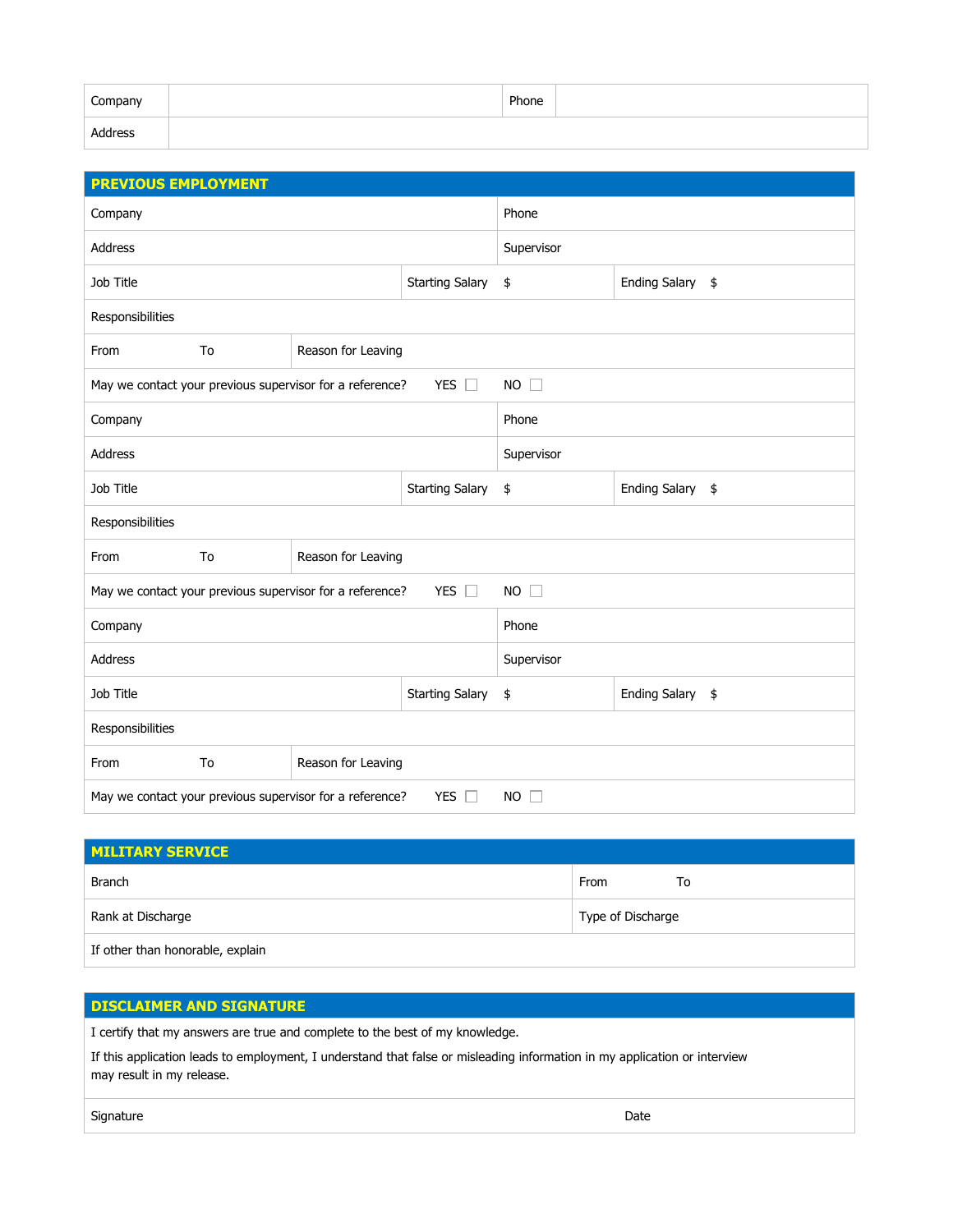| | | | |
|---|---|---|---|
| Company | | Phone | |
| Address | | | |

## PREVIOUS EMPLOYMENT

| | | | | |
|---|---|---|---|---|
| Company | | | Phone | |
| Address | | | Supervisor | |
| Job Title | | Starting Salary | $ | Ending Salary $ |
| Responsibilities | | | | |
| From | To | Reason for Leaving | | |
| May we contact your previous supervisor for a reference? | | YES ☐ | NO ☐ | |
| Company | | | Phone | |
| Address | | | Supervisor | |
| Job Title | | Starting Salary | $ | Ending Salary $ |
| Responsibilities | | | | |
| From | To | Reason for Leaving | | |
| May we contact your previous supervisor for a reference? | | YES ☐ | NO ☐ | |
| Company | | | Phone | |
| Address | | | Supervisor | |
| Job Title | | Starting Salary | $ | Ending Salary $ |
| Responsibilities | | | | |
| From | To | Reason for Leaving | | |
| May we contact your previous supervisor for a reference? | | YES ☐ | NO ☐ | |

## MILITARY SERVICE

| | | |
|---|---|---|
| Branch | From | To |
| Rank at Discharge | Type of Discharge | |
| If other than honorable, explain | | |

## DISCLAIMER AND SIGNATURE

I certify that my answers are true and complete to the best of my knowledge.

If this application leads to employment, I understand that false or misleading information in my application or interview may result in my release.

| | |
|---|---|
| Signature | Date |